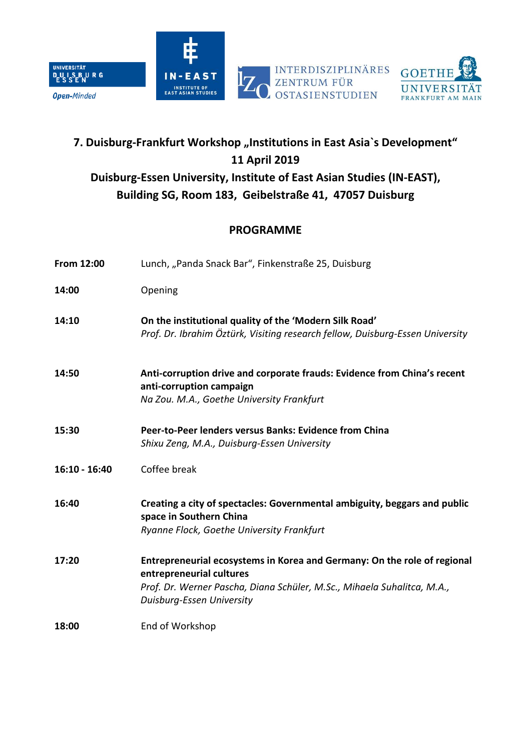UNIVERSITÄT DUISBURG ESSEN

*Open-Minded*

IN-EAST INSTITUTE OF EAST ASIAN STUDIES

IZO INTERDISZIPLINÄRES ZENTRUM FÜR OSTASIENSTUDIEN

GOETHE UNIVERSITÄT FRANKFURT AM MAIN

# 7. Duisburg-Frankfurt Workshop „Institutions in East Asia`s Development“
# 11 April 2019
# Duisburg-Essen University, Institute of East Asian Studies (IN-EAST), Building SG, Room 183, Geibelstraße 41, 47057 Duisburg

## PROGRAMME

**From 12:00** Lunch, „Panda Snack Bar“, Finkenstraße 25, Duisburg

**14:00** Opening

**14:10** **On the institutional quality of the ‘Modern Silk Road’**
*Prof. Dr. Ibrahim Öztürk, Visiting research fellow, Duisburg-Essen University*

**14:50** **Anti-corruption drive and corporate frauds: Evidence from China’s recent anti-corruption campaign**
*Na Zou. M.A., Goethe University Frankfurt*

**15:30** **Peer-to-Peer lenders versus Banks: Evidence from China**
*Shixu Zeng, M.A., Duisburg-Essen University*

**16:10 - 16:40** Coffee break

**16:40** **Creating a city of spectacles: Governmental ambiguity, beggars and public space in Southern China**
*Ryanne Flock, Goethe University Frankfurt*

**17:20** **Entrepreneurial ecosystems in Korea and Germany: On the role of regional entrepreneurial cultures**
*Prof. Dr. Werner Pascha, Diana Schüler, M.Sc., Mihaela Suhalitca, M.A., Duisburg-Essen University*

**18:00** End of Workshop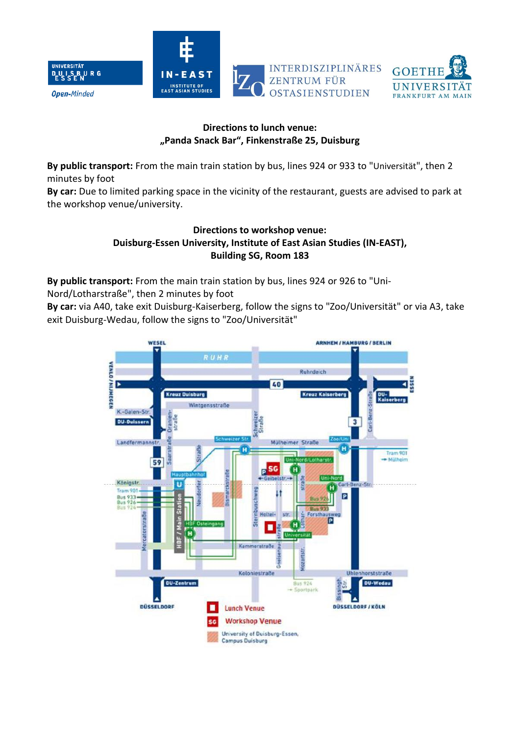**Directions to lunch venue:**
**„Panda Snack Bar", Finkenstraße 25, Duisburg**

**By public transport:** From the main train station by bus, lines 924 or 933 to "Universität", then 2 minutes by foot

**By car:** Due to limited parking space in the vicinity of the restaurant, guests are advised to park at the workshop venue/university.

**Directions to workshop venue:**
**Duisburg-Essen University, Institute of East Asian Studies (IN-EAST),**
**Building SG, Room 183**

**By public transport:** From the main train station by bus, lines 924 or 926 to "Uni-Nord/Lotharstraße", then 2 minutes by foot

**By car:** via A40, take exit Duisburg-Kaiserberg, follow the signs to "Zoo/Universität" or via A3, take exit Duisburg-Wedau, follow the signs to "Zoo/Universität"

Lunch Venue

SG Workshop Venue

University of Duisburg-Essen, Campus Duisburg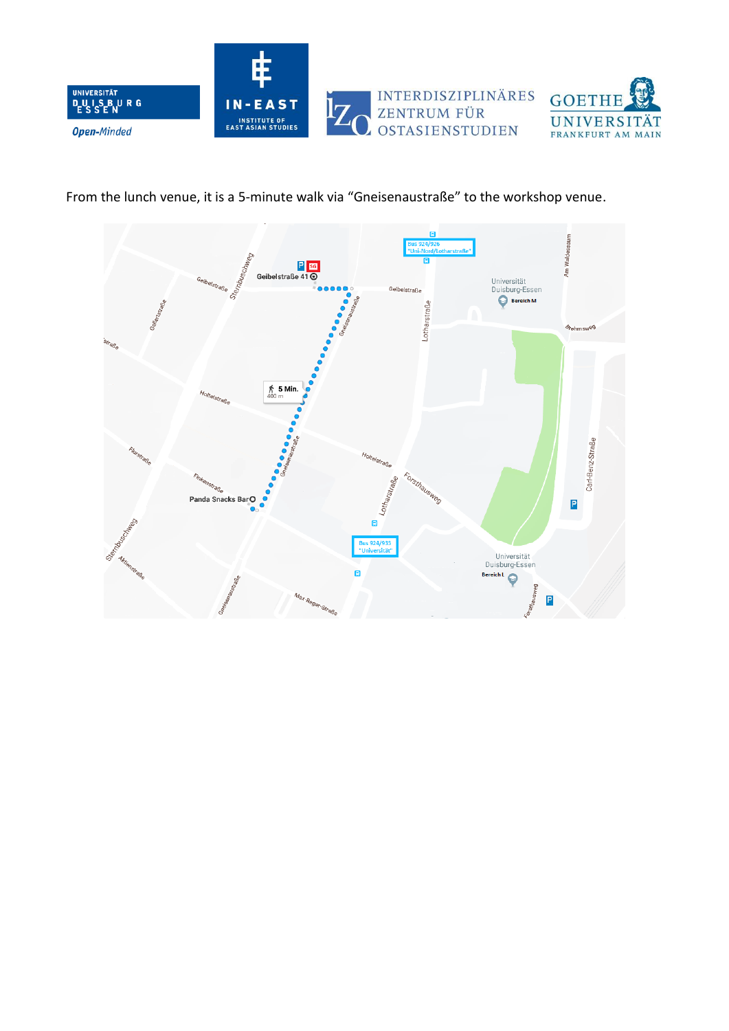From the lunch venue, it is a 5-minute walk via “Gneisenaustraße” to the workshop venue.

Bus 924/926
"Uni-Nord/Lotharstraße"

Geibelstraße 41

Geibelstraße

Gneisenaustraße

Lotharstraße

Universität
Duisburg-Essen
Bereich M

Brehmsweg

Am Waldessaum

Sternbuschweg

Gellertstraße

5 Min.
400 m

Holteistraße

Forsthausweg

Carl-Benz-Straße

Flurstraße

Finkenstraße

Panda Snacks Bar

Bus 924/933
"Universität"

Universität
Duisburg-Essen
Bereich L

Aktienstraße

Max-Reger-Straße